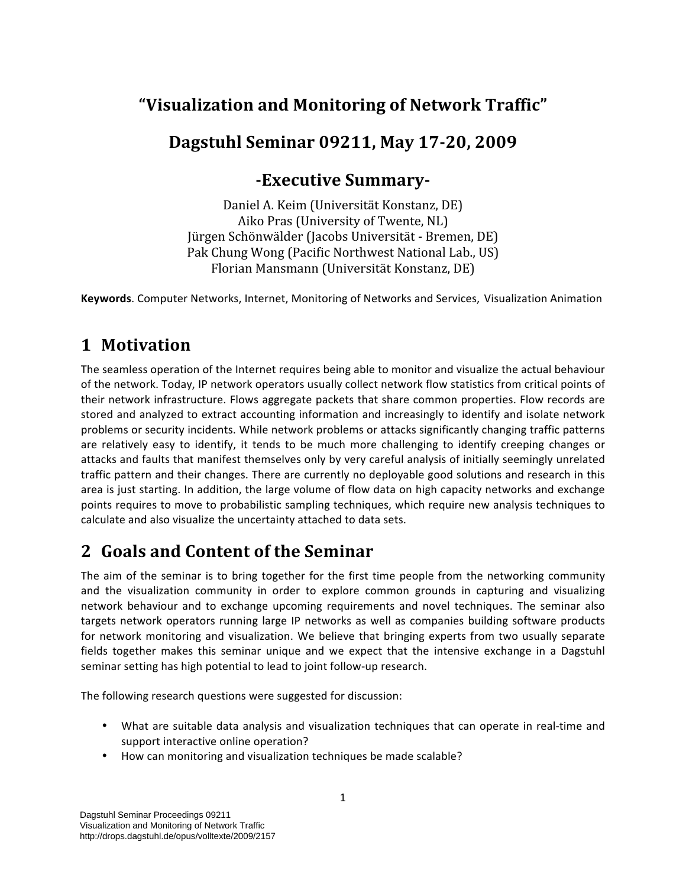# "Visualization and Monitoring of Network Traffic"

## Dagstuhl Seminar 09211, May 17-20, 2009

## -Executive Summary-

Daniel A. Keim (Universität Konstanz, DE)
Aiko Pras (University of Twente, NL)
Jürgen Schönwälder (Jacobs Universität - Bremen, DE)
Pak Chung Wong (Pacific Northwest National Lab., US)
Florian Mansmann (Universität Konstanz, DE)

**Keywords**. Computer Networks, Internet, Monitoring of Networks and Services, Visualization Animation

# 1 Motivation

The seamless operation of the Internet requires being able to monitor and visualize the actual behaviour of the network. Today, IP network operators usually collect network flow statistics from critical points of their network infrastructure. Flows aggregate packets that share common properties. Flow records are stored and analyzed to extract accounting information and increasingly to identify and isolate network problems or security incidents. While network problems or attacks significantly changing traffic patterns are relatively easy to identify, it tends to be much more challenging to identify creeping changes or attacks and faults that manifest themselves only by very careful analysis of initially seemingly unrelated traffic pattern and their changes. There are currently no deployable good solutions and research in this area is just starting. In addition, the large volume of flow data on high capacity networks and exchange points requires to move to probabilistic sampling techniques, which require new analysis techniques to calculate and also visualize the uncertainty attached to data sets.

# 2 Goals and Content of the Seminar

The aim of the seminar is to bring together for the first time people from the networking community and the visualization community in order to explore common grounds in capturing and visualizing network behaviour and to exchange upcoming requirements and novel techniques. The seminar also targets network operators running large IP networks as well as companies building software products for network monitoring and visualization. We believe that bringing experts from two usually separate fields together makes this seminar unique and we expect that the intensive exchange in a Dagstuhl seminar setting has high potential to lead to joint follow-up research.

The following research questions were suggested for discussion:

- What are suitable data analysis and visualization techniques that can operate in real-time and support interactive online operation?
- How can monitoring and visualization techniques be made scalable?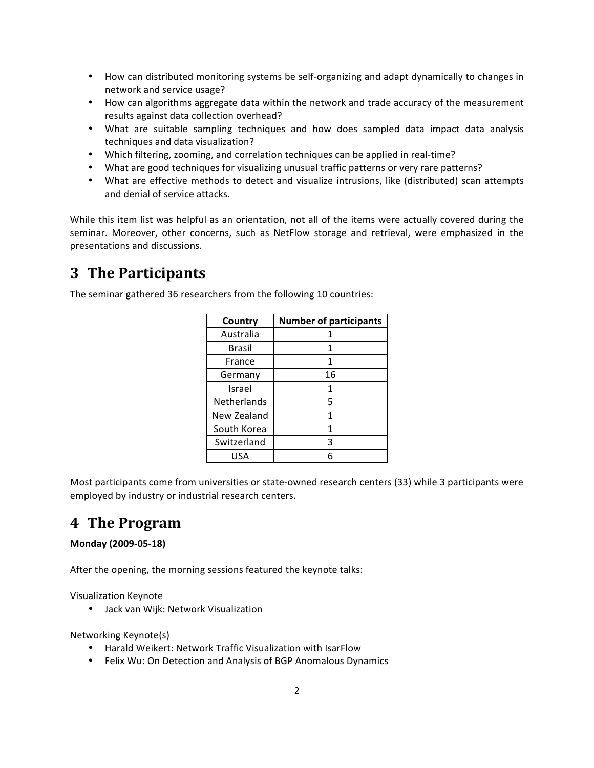- How can distributed monitoring systems be self-organizing and adapt dynamically to changes in network and service usage?
- How can algorithms aggregate data within the network and trade accuracy of the measurement results against data collection overhead?
- What are suitable sampling techniques and how does sampled data impact data analysis techniques and data visualization?
- Which filtering, zooming, and correlation techniques can be applied in real-time?
- What are good techniques for visualizing unusual traffic patterns or very rare patterns?
- What are effective methods to detect and visualize intrusions, like (distributed) scan attempts and denial of service attacks.

While this item list was helpful as an orientation, not all of the items were actually covered during the seminar. Moreover, other concerns, such as NetFlow storage and retrieval, were emphasized in the presentations and discussions.

# 3 The Participants

The seminar gathered 36 researchers from the following 10 countries:

| Country | Number of participants |
|---|---|
| Australia | 1 |
| Brasil | 1 |
| France | 1 |
| Germany | 16 |
| Israel | 1 |
| Netherlands | 5 |
| New Zealand | 1 |
| South Korea | 1 |
| Switzerland | 3 |
| USA | 6 |

Most participants come from universities or state-owned research centers (33) while 3 participants were employed by industry or industrial research centers.

# 4 The Program

**Monday (2009-05-18)**

After the opening, the morning sessions featured the keynote talks:

Visualization Keynote

- Jack van Wijk: Network Visualization

Networking Keynote(s)

- Harald Weikert: Network Traffic Visualization with IsarFlow
- Felix Wu: On Detection and Analysis of BGP Anomalous Dynamics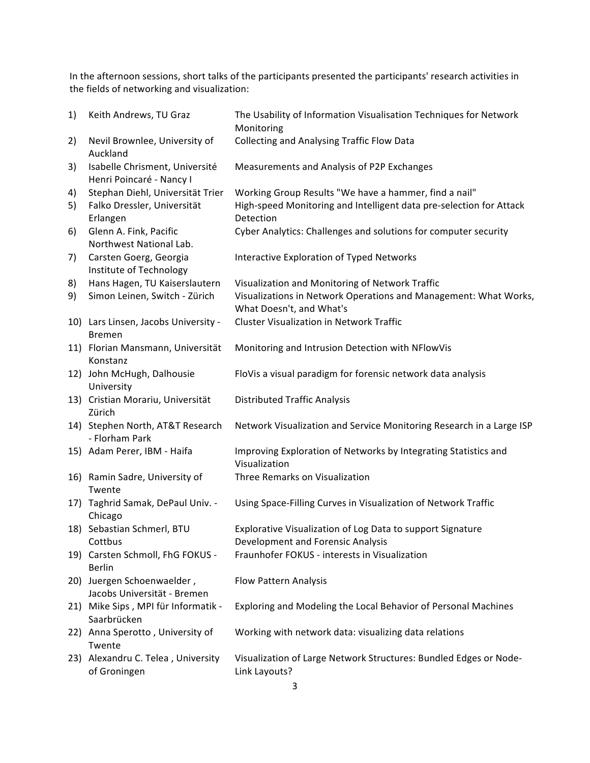In the afternoon sessions, short talks of the participants presented the participants' research activities in the fields of networking and visualization:

1) Keith Andrews, TU Graz — The Usability of Information Visualisation Techniques for Network Monitoring
2) Nevil Brownlee, University of Auckland — Collecting and Analysing Traffic Flow Data
3) Isabelle Chrisment, Université Henri Poincaré - Nancy I — Measurements and Analysis of P2P Exchanges
4) Stephan Diehl, Universität Trier — Working Group Results "We have a hammer, find a nail"
5) Falko Dressler, Universität Erlangen — High-speed Monitoring and Intelligent data pre-selection for Attack Detection
6) Glenn A. Fink, Pacific Northwest National Lab. — Cyber Analytics: Challenges and solutions for computer security
7) Carsten Goerg, Georgia Institute of Technology — Interactive Exploration of Typed Networks
8) Hans Hagen, TU Kaiserslautern — Visualization and Monitoring of Network Traffic
9) Simon Leinen, Switch - Zürich — Visualizations in Network Operations and Management: What Works, What Doesn't, and What's
10) Lars Linsen, Jacobs University - Bremen — Cluster Visualization in Network Traffic
11) Florian Mansmann, Universität Konstanz — Monitoring and Intrusion Detection with NFlowVis
12) John McHugh, Dalhousie University — FloVis a visual paradigm for forensic network data analysis
13) Cristian Morariu, Universität Zürich — Distributed Traffic Analysis
14) Stephen North, AT&T Research - Florham Park — Network Visualization and Service Monitoring Research in a Large ISP
15) Adam Perer, IBM - Haifa — Improving Exploration of Networks by Integrating Statistics and Visualization
16) Ramin Sadre, University of Twente — Three Remarks on Visualization
17) Taghrid Samak, DePaul Univ. - Chicago — Using Space-Filling Curves in Visualization of Network Traffic
18) Sebastian Schmerl, BTU Cottbus — Explorative Visualization of Log Data to support Signature Development and Forensic Analysis
19) Carsten Schmoll, FhG FOKUS - Berlin — Fraunhofer FOKUS - interests in Visualization
20) Juergen Schoenwaelder , Jacobs Universität - Bremen — Flow Pattern Analysis
21) Mike Sips , MPI für Informatik - Saarbrücken — Exploring and Modeling the Local Behavior of Personal Machines
22) Anna Sperotto , University of Twente — Working with network data: visualizing data relations
23) Alexandru C. Telea , University of Groningen — Visualization of Large Network Structures: Bundled Edges or Node-Link Layouts?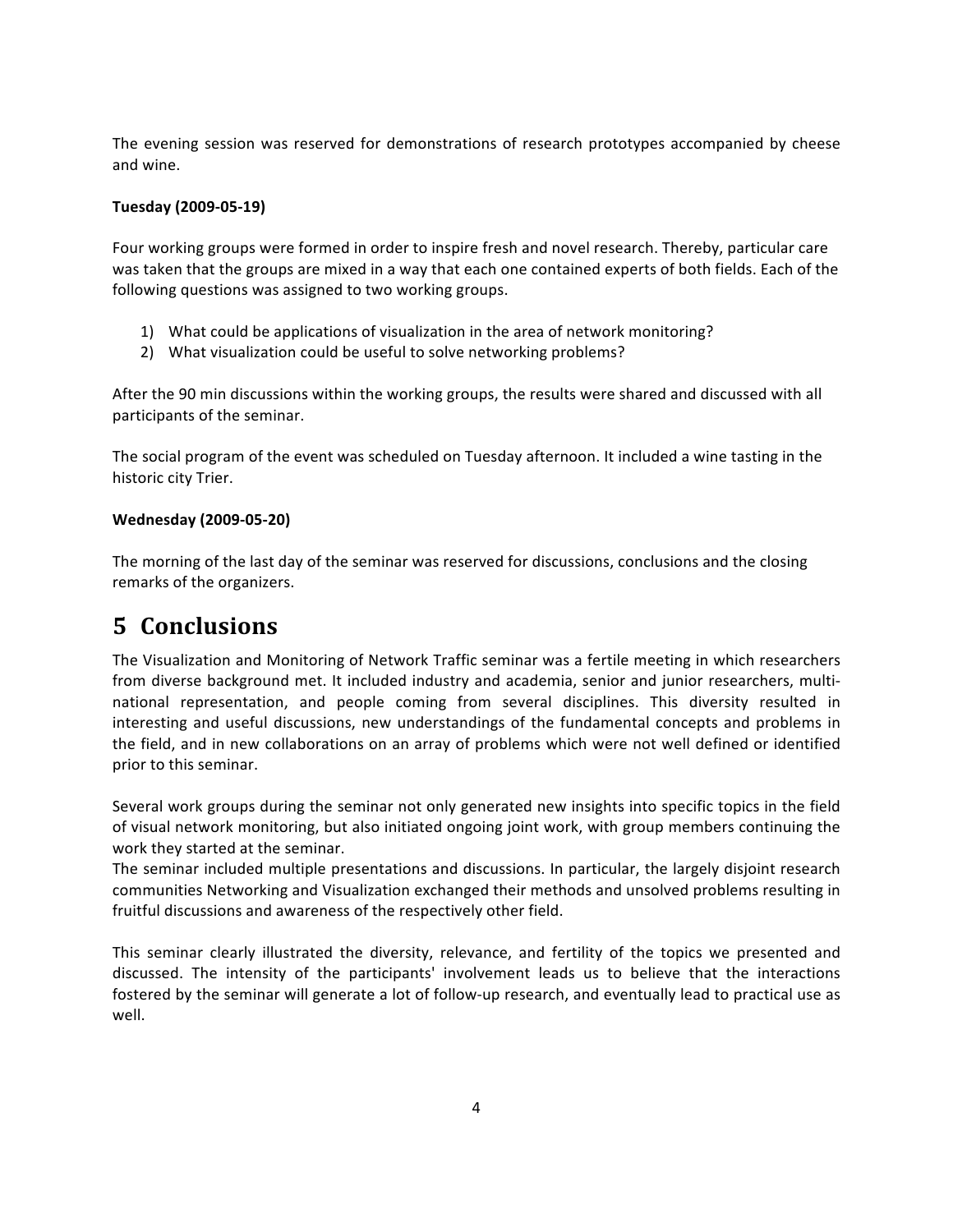The evening session was reserved for demonstrations of research prototypes accompanied by cheese and wine.

**Tuesday (2009-05-19)**

Four working groups were formed in order to inspire fresh and novel research. Thereby, particular care was taken that the groups are mixed in a way that each one contained experts of both fields. Each of the following questions was assigned to two working groups.

1) What could be applications of visualization in the area of network monitoring?
2) What visualization could be useful to solve networking problems?

After the 90 min discussions within the working groups, the results were shared and discussed with all participants of the seminar.

The social program of the event was scheduled on Tuesday afternoon. It included a wine tasting in the historic city Trier.

**Wednesday (2009-05-20)**

The morning of the last day of the seminar was reserved for discussions, conclusions and the closing remarks of the organizers.

# 5 Conclusions

The Visualization and Monitoring of Network Traffic seminar was a fertile meeting in which researchers from diverse background met. It included industry and academia, senior and junior researchers, multi-national representation, and people coming from several disciplines. This diversity resulted in interesting and useful discussions, new understandings of the fundamental concepts and problems in the field, and in new collaborations on an array of problems which were not well defined or identified prior to this seminar.

Several work groups during the seminar not only generated new insights into specific topics in the field of visual network monitoring, but also initiated ongoing joint work, with group members continuing the work they started at the seminar.
The seminar included multiple presentations and discussions. In particular, the largely disjoint research communities Networking and Visualization exchanged their methods and unsolved problems resulting in fruitful discussions and awareness of the respectively other field.

This seminar clearly illustrated the diversity, relevance, and fertility of the topics we presented and discussed. The intensity of the participants' involvement leads us to believe that the interactions fostered by the seminar will generate a lot of follow-up research, and eventually lead to practical use as well.